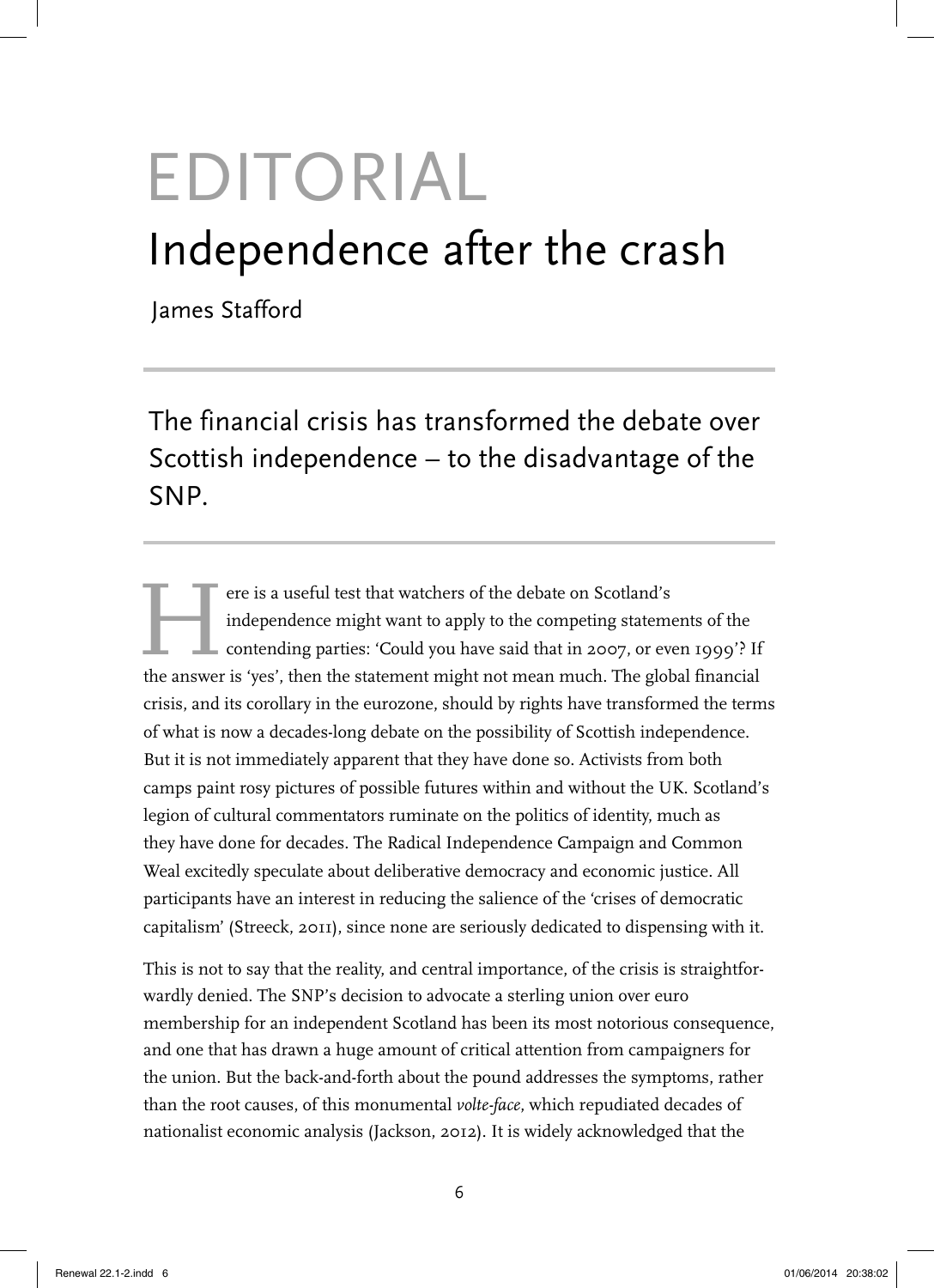# EDITORIAL

## Independence after the crash

James Stafford

The financial crisis has transformed the debate over Scottish independence – to the disadvantage of the SNP.

Here is a useful test that watchers of the debate on Scotland's independence might want to apply to the competing statements of the contending parties: 'Could you have said that in 2007, or even 1999'? If the answer is 'yes', then the statement might not mean much. The global financial crisis, and its corollary in the eurozone, should by rights have transformed the terms of what is now a decades-long debate on the possibility of Scottish independence. But it is not immediately apparent that they have done so. Activists from both camps paint rosy pictures of possible futures within and without the UK. Scotland's legion of cultural commentators ruminate on the politics of identity, much as they have done for decades. The Radical Independence Campaign and Common Weal excitedly speculate about deliberative democracy and economic justice. All participants have an interest in reducing the salience of the 'crises of democratic capitalism' (Streeck, 2011), since none are seriously dedicated to dispensing with it.

This is not to say that the reality, and central importance, of the crisis is straightforwardly denied. The SNP's decision to advocate a sterling union over euro membership for an independent Scotland has been its most notorious consequence, and one that has drawn a huge amount of critical attention from campaigners for the union. But the back-and-forth about the pound addresses the symptoms, rather than the root causes, of this monumental *volte-face*, which repudiated decades of nationalist economic analysis (Jackson, 2012). It is widely acknowledged that the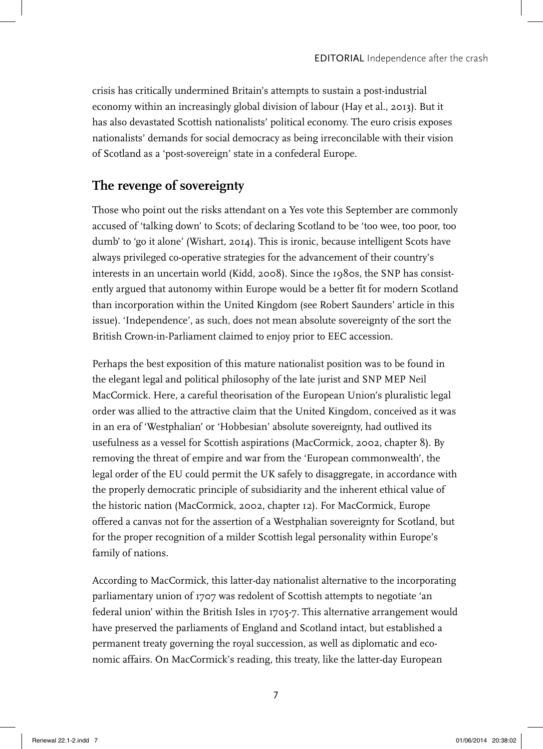crisis has critically undermined Britain's attempts to sustain a post-industrial economy within an increasingly global division of labour (Hay et al., 2013). But it has also devastated Scottish nationalists' political economy. The euro crisis exposes nationalists' demands for social democracy as being irreconcilable with their vision of Scotland as a 'post-sovereign' state in a confederal Europe.

## The revenge of sovereignty

Those who point out the risks attendant on a Yes vote this September are commonly accused of 'talking down' to Scots; of declaring Scotland to be 'too wee, too poor, too dumb' to 'go it alone' (Wishart, 2014). This is ironic, because intelligent Scots have always privileged co-operative strategies for the advancement of their country's interests in an uncertain world (Kidd, 2008). Since the 1980s, the SNP has consistently argued that autonomy within Europe would be a better fit for modern Scotland than incorporation within the United Kingdom (see Robert Saunders' article in this issue). 'Independence', as such, does not mean absolute sovereignty of the sort the British Crown-in-Parliament claimed to enjoy prior to EEC accession.

Perhaps the best exposition of this mature nationalist position was to be found in the elegant legal and political philosophy of the late jurist and SNP MEP Neil MacCormick. Here, a careful theorisation of the European Union's pluralistic legal order was allied to the attractive claim that the United Kingdom, conceived as it was in an era of 'Westphalian' or 'Hobbesian' absolute sovereignty, had outlived its usefulness as a vessel for Scottish aspirations (MacCormick, 2002, chapter 8). By removing the threat of empire and war from the 'European commonwealth', the legal order of the EU could permit the UK safely to disaggregate, in accordance with the properly democratic principle of subsidiarity and the inherent ethical value of the historic nation (MacCormick, 2002, chapter 12). For MacCormick, Europe offered a canvas not for the assertion of a Westphalian sovereignty for Scotland, but for the proper recognition of a milder Scottish legal personality within Europe's family of nations.

According to MacCormick, this latter-day nationalist alternative to the incorporating parliamentary union of 1707 was redolent of Scottish attempts to negotiate 'an federal union' within the British Isles in 1705-7. This alternative arrangement would have preserved the parliaments of England and Scotland intact, but established a permanent treaty governing the royal succession, as well as diplomatic and economic affairs. On MacCormick's reading, this treaty, like the latter-day European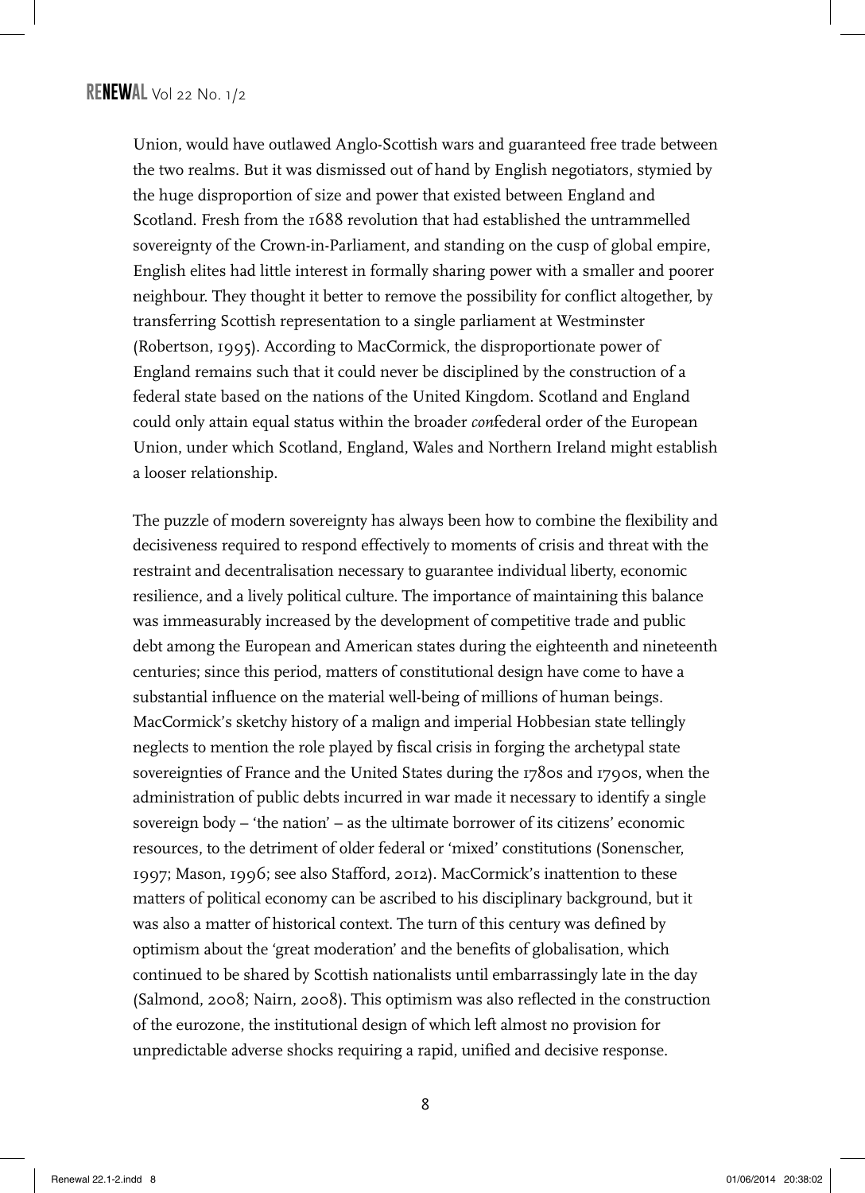Union, would have outlawed Anglo-Scottish wars and guaranteed free trade between the two realms. But it was dismissed out of hand by English negotiators, stymied by the huge disproportion of size and power that existed between England and Scotland. Fresh from the 1688 revolution that had established the untrammelled sovereignty of the Crown-in-Parliament, and standing on the cusp of global empire, English elites had little interest in formally sharing power with a smaller and poorer neighbour. They thought it better to remove the possibility for conflict altogether, by transferring Scottish representation to a single parliament at Westminster (Robertson, 1995). According to MacCormick, the disproportionate power of England remains such that it could never be disciplined by the construction of a federal state based on the nations of the United Kingdom. Scotland and England could only attain equal status within the broader *con*federal order of the European Union, under which Scotland, England, Wales and Northern Ireland might establish a looser relationship.

The puzzle of modern sovereignty has always been how to combine the flexibility and decisiveness required to respond effectively to moments of crisis and threat with the restraint and decentralisation necessary to guarantee individual liberty, economic resilience, and a lively political culture. The importance of maintaining this balance was immeasurably increased by the development of competitive trade and public debt among the European and American states during the eighteenth and nineteenth centuries; since this period, matters of constitutional design have come to have a substantial influence on the material well-being of millions of human beings. MacCormick's sketchy history of a malign and imperial Hobbesian state tellingly neglects to mention the role played by fiscal crisis in forging the archetypal state sovereignties of France and the United States during the 1780s and 1790s, when the administration of public debts incurred in war made it necessary to identify a single sovereign body – 'the nation' – as the ultimate borrower of its citizens' economic resources, to the detriment of older federal or 'mixed' constitutions (Sonenscher, 1997; Mason, 1996; see also Stafford, 2012). MacCormick's inattention to these matters of political economy can be ascribed to his disciplinary background, but it was also a matter of historical context. The turn of this century was defined by optimism about the 'great moderation' and the benefits of globalisation, which continued to be shared by Scottish nationalists until embarrassingly late in the day (Salmond, 2008; Nairn, 2008). This optimism was also reflected in the construction of the eurozone, the institutional design of which left almost no provision for unpredictable adverse shocks requiring a rapid, unified and decisive response.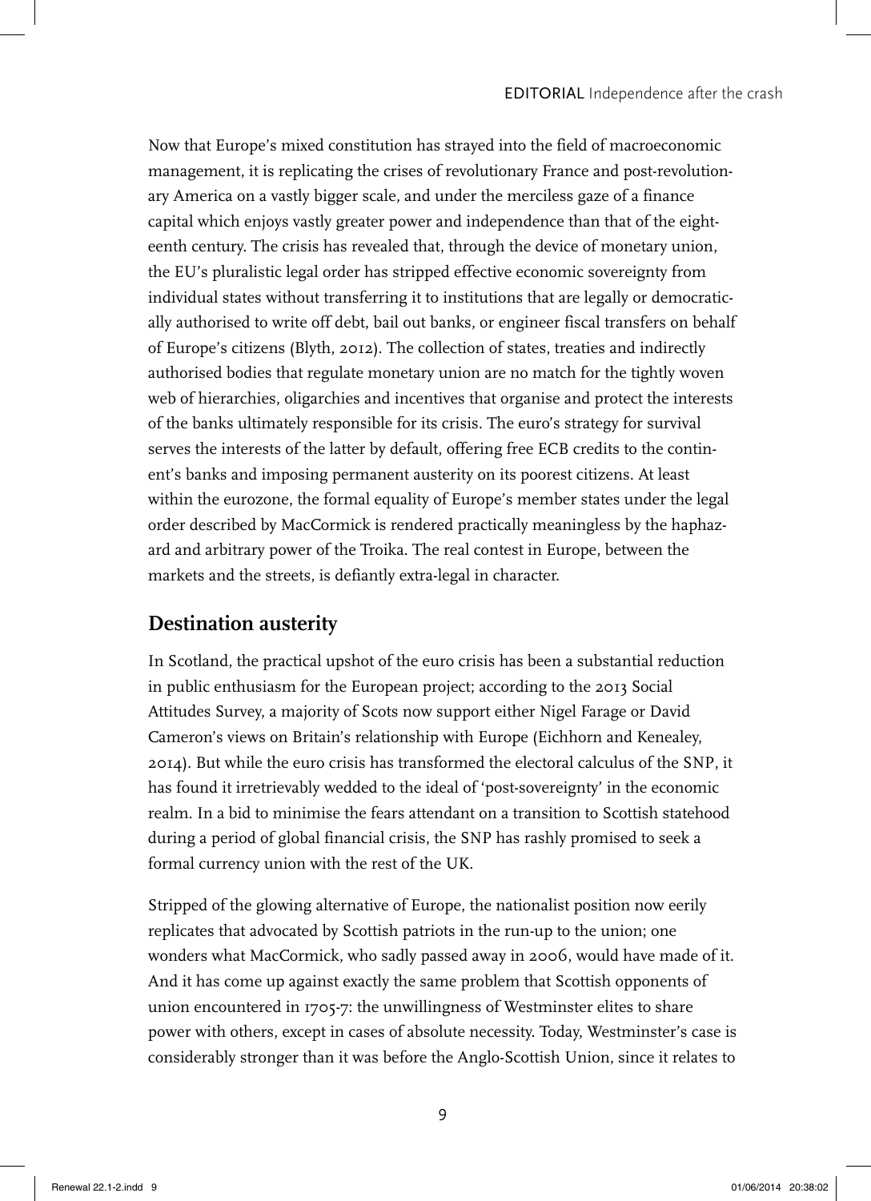Now that Europe's mixed constitution has strayed into the field of macroeconomic management, it is replicating the crises of revolutionary France and post-revolutionary America on a vastly bigger scale, and under the merciless gaze of a finance capital which enjoys vastly greater power and independence than that of the eighteenth century. The crisis has revealed that, through the device of monetary union, the EU's pluralistic legal order has stripped effective economic sovereignty from individual states without transferring it to institutions that are legally or democratically authorised to write off debt, bail out banks, or engineer fiscal transfers on behalf of Europe's citizens (Blyth, 2012). The collection of states, treaties and indirectly authorised bodies that regulate monetary union are no match for the tightly woven web of hierarchies, oligarchies and incentives that organise and protect the interests of the banks ultimately responsible for its crisis. The euro's strategy for survival serves the interests of the latter by default, offering free ECB credits to the continent's banks and imposing permanent austerity on its poorest citizens. At least within the eurozone, the formal equality of Europe's member states under the legal order described by MacCormick is rendered practically meaningless by the haphazard and arbitrary power of the Troika. The real contest in Europe, between the markets and the streets, is defiantly extra-legal in character.

## Destination austerity

In Scotland, the practical upshot of the euro crisis has been a substantial reduction in public enthusiasm for the European project; according to the 2013 Social Attitudes Survey, a majority of Scots now support either Nigel Farage or David Cameron's views on Britain's relationship with Europe (Eichhorn and Kenealey, 2014). But while the euro crisis has transformed the electoral calculus of the SNP, it has found it irretrievably wedded to the ideal of 'post-sovereignty' in the economic realm. In a bid to minimise the fears attendant on a transition to Scottish statehood during a period of global financial crisis, the SNP has rashly promised to seek a formal currency union with the rest of the UK.

Stripped of the glowing alternative of Europe, the nationalist position now eerily replicates that advocated by Scottish patriots in the run-up to the union; one wonders what MacCormick, who sadly passed away in 2006, would have made of it. And it has come up against exactly the same problem that Scottish opponents of union encountered in 1705-7: the unwillingness of Westminster elites to share power with others, except in cases of absolute necessity. Today, Westminster's case is considerably stronger than it was before the Anglo-Scottish Union, since it relates to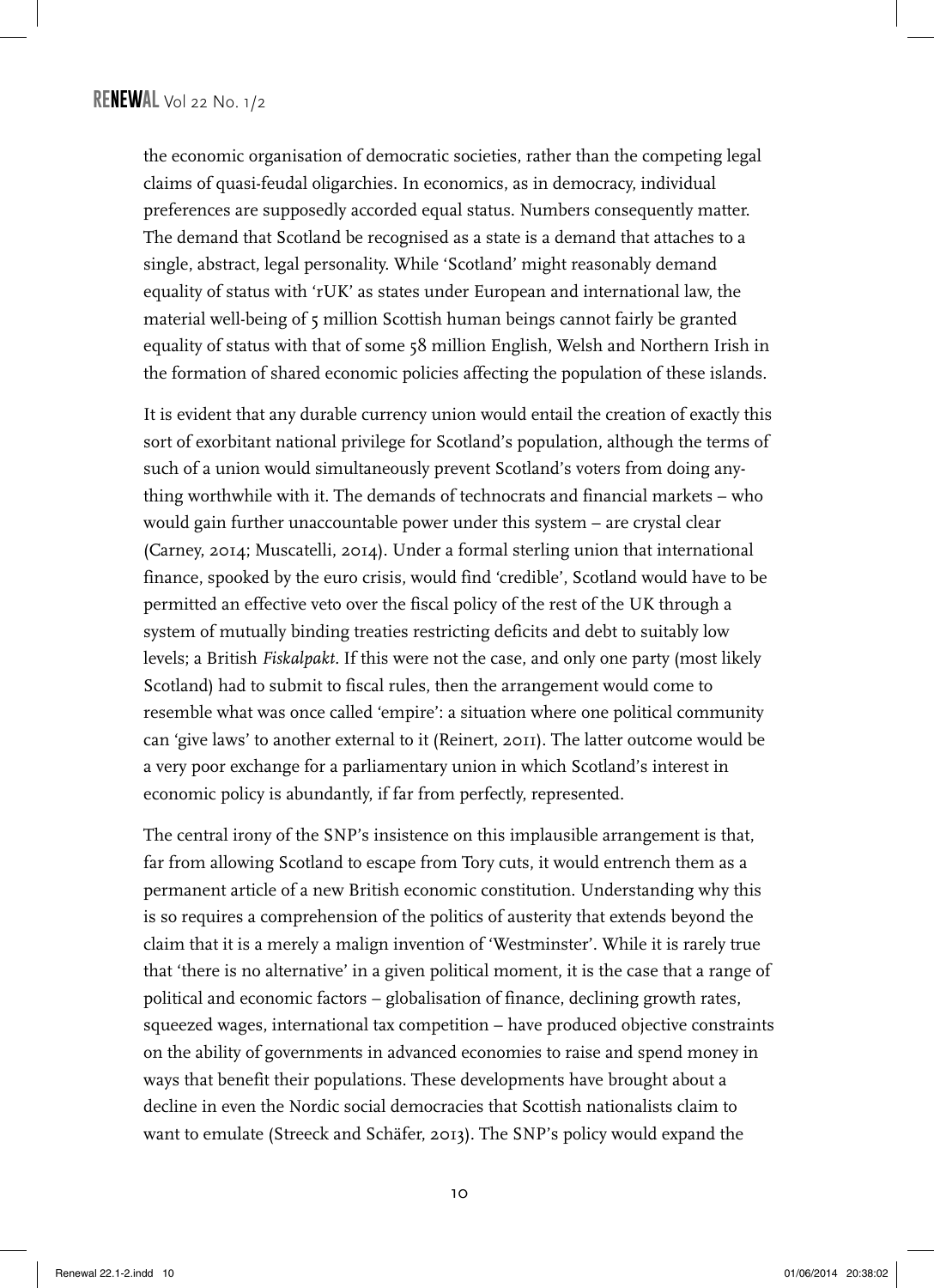the economic organisation of democratic societies, rather than the competing legal claims of quasi-feudal oligarchies. In economics, as in democracy, individual preferences are supposedly accorded equal status. Numbers consequently matter. The demand that Scotland be recognised as a state is a demand that attaches to a single, abstract, legal personality. While 'Scotland' might reasonably demand equality of status with 'rUK' as states under European and international law, the material well-being of 5 million Scottish human beings cannot fairly be granted equality of status with that of some 58 million English, Welsh and Northern Irish in the formation of shared economic policies affecting the population of these islands.

It is evident that any durable currency union would entail the creation of exactly this sort of exorbitant national privilege for Scotland's population, although the terms of such of a union would simultaneously prevent Scotland's voters from doing anything worthwhile with it. The demands of technocrats and financial markets – who would gain further unaccountable power under this system – are crystal clear (Carney, 2014; Muscatelli, 2014). Under a formal sterling union that international finance, spooked by the euro crisis, would find 'credible', Scotland would have to be permitted an effective veto over the fiscal policy of the rest of the UK through a system of mutually binding treaties restricting deficits and debt to suitably low levels; a British *Fiskalpakt*. If this were not the case, and only one party (most likely Scotland) had to submit to fiscal rules, then the arrangement would come to resemble what was once called 'empire': a situation where one political community can 'give laws' to another external to it (Reinert, 2011). The latter outcome would be a very poor exchange for a parliamentary union in which Scotland's interest in economic policy is abundantly, if far from perfectly, represented.

The central irony of the SNP's insistence on this implausible arrangement is that, far from allowing Scotland to escape from Tory cuts, it would entrench them as a permanent article of a new British economic constitution. Understanding why this is so requires a comprehension of the politics of austerity that extends beyond the claim that it is a merely a malign invention of 'Westminster'. While it is rarely true that 'there is no alternative' in a given political moment, it is the case that a range of political and economic factors – globalisation of finance, declining growth rates, squeezed wages, international tax competition – have produced objective constraints on the ability of governments in advanced economies to raise and spend money in ways that benefit their populations. These developments have brought about a decline in even the Nordic social democracies that Scottish nationalists claim to want to emulate (Streeck and Schäfer, 2013). The SNP's policy would expand the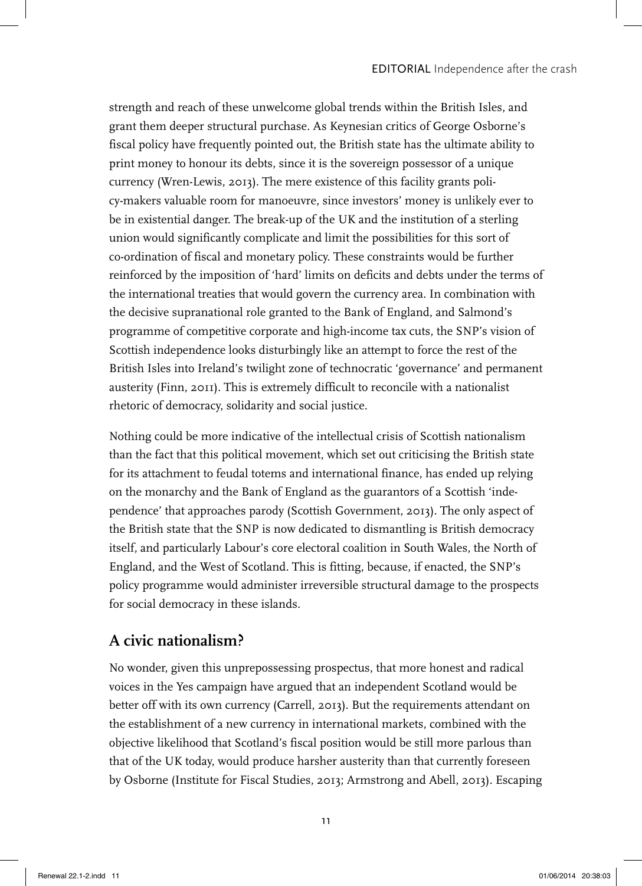strength and reach of these unwelcome global trends within the British Isles, and grant them deeper structural purchase. As Keynesian critics of George Osborne's fiscal policy have frequently pointed out, the British state has the ultimate ability to print money to honour its debts, since it is the sovereign possessor of a unique currency (Wren-Lewis, 2013). The mere existence of this facility grants policy-makers valuable room for manoeuvre, since investors' money is unlikely ever to be in existential danger. The break-up of the UK and the institution of a sterling union would significantly complicate and limit the possibilities for this sort of co-ordination of fiscal and monetary policy. These constraints would be further reinforced by the imposition of 'hard' limits on deficits and debts under the terms of the international treaties that would govern the currency area. In combination with the decisive supranational role granted to the Bank of England, and Salmond's programme of competitive corporate and high-income tax cuts, the SNP's vision of Scottish independence looks disturbingly like an attempt to force the rest of the British Isles into Ireland's twilight zone of technocratic 'governance' and permanent austerity (Finn, 2011). This is extremely difficult to reconcile with a nationalist rhetoric of democracy, solidarity and social justice.

Nothing could be more indicative of the intellectual crisis of Scottish nationalism than the fact that this political movement, which set out criticising the British state for its attachment to feudal totems and international finance, has ended up relying on the monarchy and the Bank of England as the guarantors of a Scottish 'independence' that approaches parody (Scottish Government, 2013). The only aspect of the British state that the SNP is now dedicated to dismantling is British democracy itself, and particularly Labour's core electoral coalition in South Wales, the North of England, and the West of Scotland. This is fitting, because, if enacted, the SNP's policy programme would administer irreversible structural damage to the prospects for social democracy in these islands.

## A civic nationalism?

No wonder, given this unprepossessing prospectus, that more honest and radical voices in the Yes campaign have argued that an independent Scotland would be better off with its own currency (Carrell, 2013). But the requirements attendant on the establishment of a new currency in international markets, combined with the objective likelihood that Scotland's fiscal position would be still more parlous than that of the UK today, would produce harsher austerity than that currently foreseen by Osborne (Institute for Fiscal Studies, 2013; Armstrong and Abell, 2013). Escaping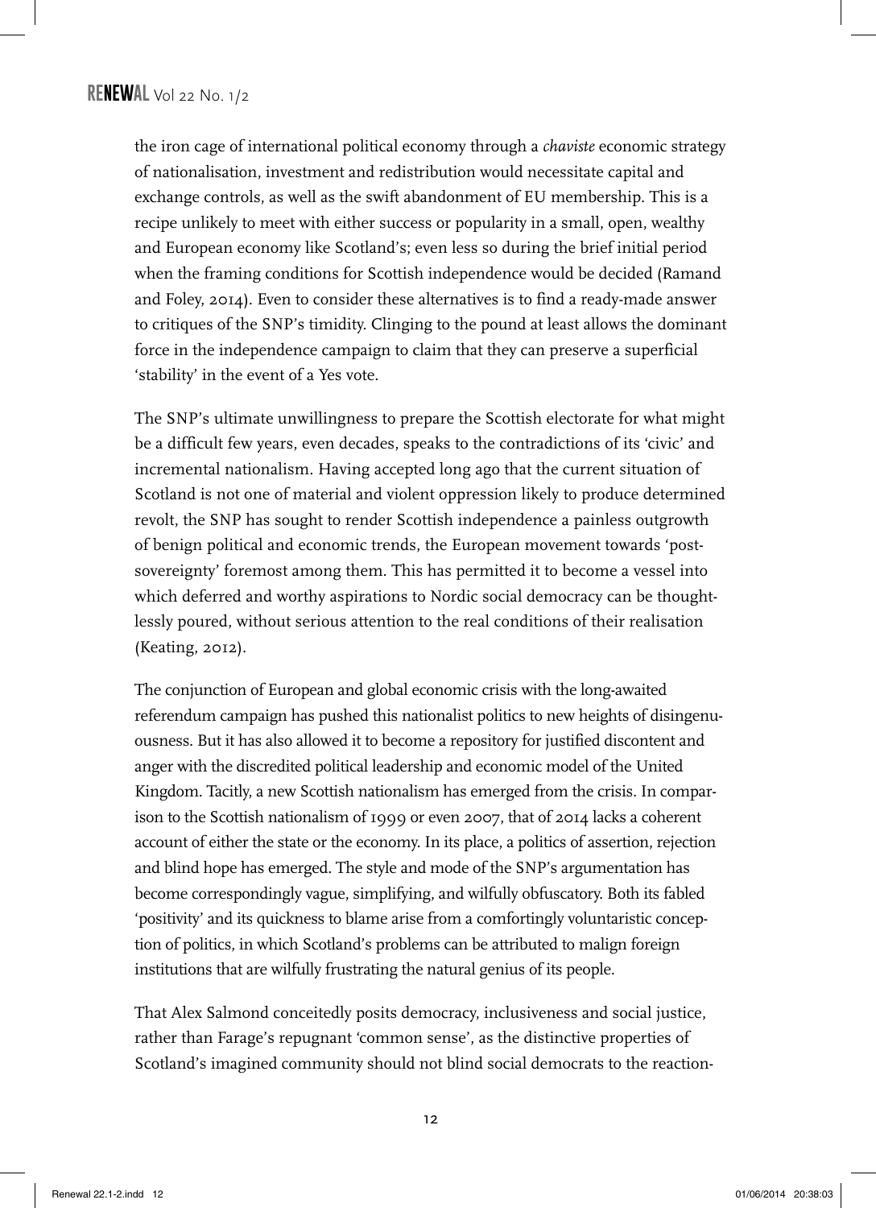the iron cage of international political economy through a *chaviste* economic strategy of nationalisation, investment and redistribution would necessitate capital and exchange controls, as well as the swift abandonment of EU membership. This is a recipe unlikely to meet with either success or popularity in a small, open, wealthy and European economy like Scotland's; even less so during the brief initial period when the framing conditions for Scottish independence would be decided (Ramand and Foley, 2014). Even to consider these alternatives is to find a ready-made answer to critiques of the SNP's timidity. Clinging to the pound at least allows the dominant force in the independence campaign to claim that they can preserve a superficial 'stability' in the event of a Yes vote.

The SNP's ultimate unwillingness to prepare the Scottish electorate for what might be a difficult few years, even decades, speaks to the contradictions of its 'civic' and incremental nationalism. Having accepted long ago that the current situation of Scotland is not one of material and violent oppression likely to produce determined revolt, the SNP has sought to render Scottish independence a painless outgrowth of benign political and economic trends, the European movement towards 'post-sovereignty' foremost among them. This has permitted it to become a vessel into which deferred and worthy aspirations to Nordic social democracy can be thoughtlessly poured, without serious attention to the real conditions of their realisation (Keating, 2012).

The conjunction of European and global economic crisis with the long-awaited referendum campaign has pushed this nationalist politics to new heights of disingenuousness. But it has also allowed it to become a repository for justified discontent and anger with the discredited political leadership and economic model of the United Kingdom. Tacitly, a new Scottish nationalism has emerged from the crisis. In comparison to the Scottish nationalism of 1999 or even 2007, that of 2014 lacks a coherent account of either the state or the economy. In its place, a politics of assertion, rejection and blind hope has emerged. The style and mode of the SNP's argumentation has become correspondingly vague, simplifying, and wilfully obfuscatory. Both its fabled 'positivity' and its quickness to blame arise from a comfortingly voluntaristic conception of politics, in which Scotland's problems can be attributed to malign foreign institutions that are wilfully frustrating the natural genius of its people.

That Alex Salmond conceitedly posits democracy, inclusiveness and social justice, rather than Farage's repugnant 'common sense', as the distinctive properties of Scotland's imagined community should not blind social democrats to the reaction-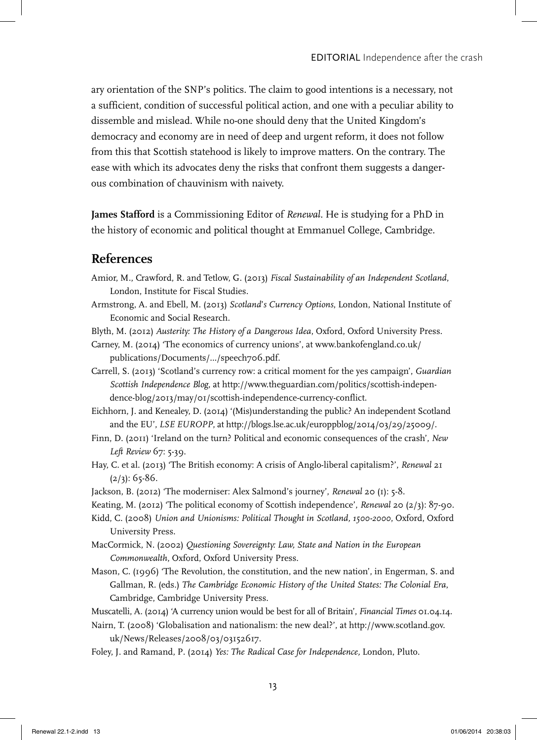ary orientation of the SNP's politics. The claim to good intentions is a necessary, not a sufficient, condition of successful political action, and one with a peculiar ability to dissemble and mislead. While no-one should deny that the United Kingdom's democracy and economy are in need of deep and urgent reform, it does not follow from this that Scottish statehood is likely to improve matters. On the contrary. The ease with which its advocates deny the risks that confront them suggests a dangerous combination of chauvinism with naivety.

**James Stafford** is a Commissioning Editor of *Renewal*. He is studying for a PhD in the history of economic and political thought at Emmanuel College, Cambridge.

## References

Amior, M., Crawford, R. and Tetlow, G. (2013) *Fiscal Sustainability of an Independent Scotland*, London, Institute for Fiscal Studies.

Armstrong, A. and Ebell, M. (2013) *Scotland's Currency Options*, London, National Institute of Economic and Social Research.

Blyth, M. (2012) *Austerity: The History of a Dangerous Idea*, Oxford, Oxford University Press.

Carney, M. (2014) 'The economics of currency unions', at www.bankofengland.co.uk/publications/Documents/.../speech706.pdf.

Carrell, S. (2013) 'Scotland's currency row: a critical moment for the yes campaign', *Guardian Scottish Independence Blog*, at http://www.theguardian.com/politics/scottish-independence-blog/2013/may/01/scottish-independence-currency-conflict.

Eichhorn, J. and Kenealey, D. (2014) '(Mis)understanding the public? An independent Scotland and the EU', *LSE EUROPP*, at http://blogs.lse.ac.uk/europpblog/2014/03/29/25009/.

Finn, D. (2011) 'Ireland on the turn? Political and economic consequences of the crash', *New Left Review* 67: 5-39.

Hay, C. et al. (2013) 'The British economy: A crisis of Anglo-liberal capitalism?', *Renewal* 21 (2/3): 65-86.

Jackson, B. (2012) 'The moderniser: Alex Salmond's journey', *Renewal* 20 (1): 5-8.

Keating, M. (2012) 'The political economy of Scottish independence', *Renewal* 20 (2/3): 87-90.

Kidd, C. (2008) *Union and Unionisms: Political Thought in Scotland, 1500-2000*, Oxford, Oxford University Press.

MacCormick, N. (2002) *Questioning Sovereignty: Law, State and Nation in the European Commonwealth*, Oxford, Oxford University Press.

Mason, C. (1996) 'The Revolution, the constitution, and the new nation', in Engerman, S. and Gallman, R. (eds.) *The Cambridge Economic History of the United States: The Colonial Era*, Cambridge, Cambridge University Press.

Muscatelli, A. (2014) 'A currency union would be best for all of Britain', *Financial Times* 01.04.14.

Nairn, T. (2008) 'Globalisation and nationalism: the new deal?', at http://www.scotland.gov.uk/News/Releases/2008/03/03152617.

Foley, J. and Ramand, P. (2014) *Yes: The Radical Case for Independence*, London, Pluto.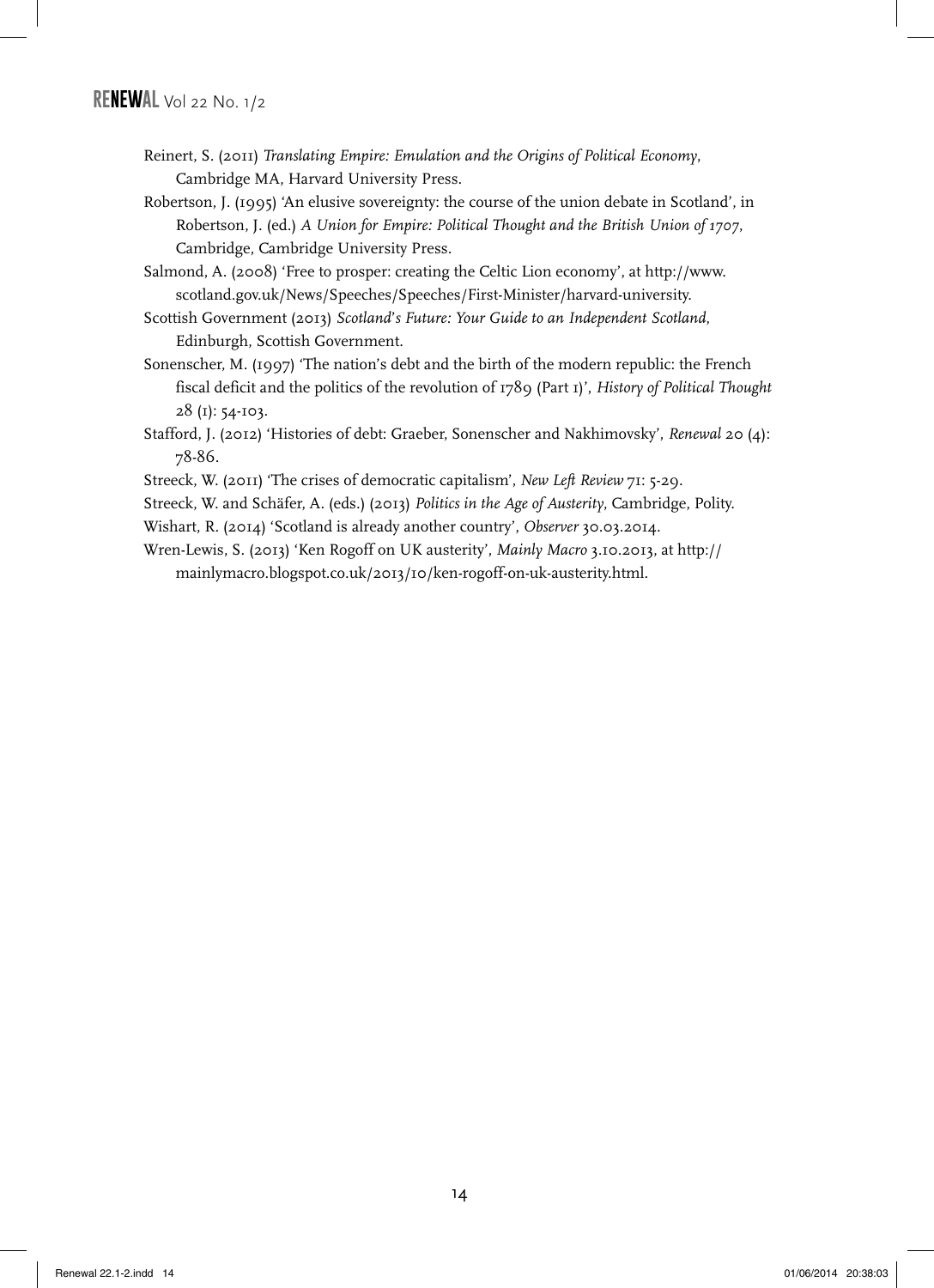Reinert, S. (2011) *Translating Empire: Emulation and the Origins of Political Economy*, Cambridge MA, Harvard University Press.

Robertson, J. (1995) 'An elusive sovereignty: the course of the union debate in Scotland', in Robertson, J. (ed.) *A Union for Empire: Political Thought and the British Union of 1707*, Cambridge, Cambridge University Press.

Salmond, A. (2008) 'Free to prosper: creating the Celtic Lion economy', at http://www.scotland.gov.uk/News/Speeches/Speeches/First-Minister/harvard-university.

Scottish Government (2013) *Scotland's Future: Your Guide to an Independent Scotland*, Edinburgh, Scottish Government.

Sonenscher, M. (1997) 'The nation's debt and the birth of the modern republic: the French fiscal deficit and the politics of the revolution of 1789 (Part 1)', *History of Political Thought* 28 (1): 54-103.

Stafford, J. (2012) 'Histories of debt: Graeber, Sonenscher and Nakhimovsky', *Renewal* 20 (4): 78-86.

Streeck, W. (2011) 'The crises of democratic capitalism', *New Left Review* 71: 5-29.

Streeck, W. and Schäfer, A. (eds.) (2013) *Politics in the Age of Austerity*, Cambridge, Polity.

Wishart, R. (2014) 'Scotland is already another country', *Observer* 30.03.2014.

Wren-Lewis, S. (2013) 'Ken Rogoff on UK austerity', *Mainly Macro* 3.10.2013, at http://mainlymacro.blogspot.co.uk/2013/10/ken-rogoff-on-uk-austerity.html.